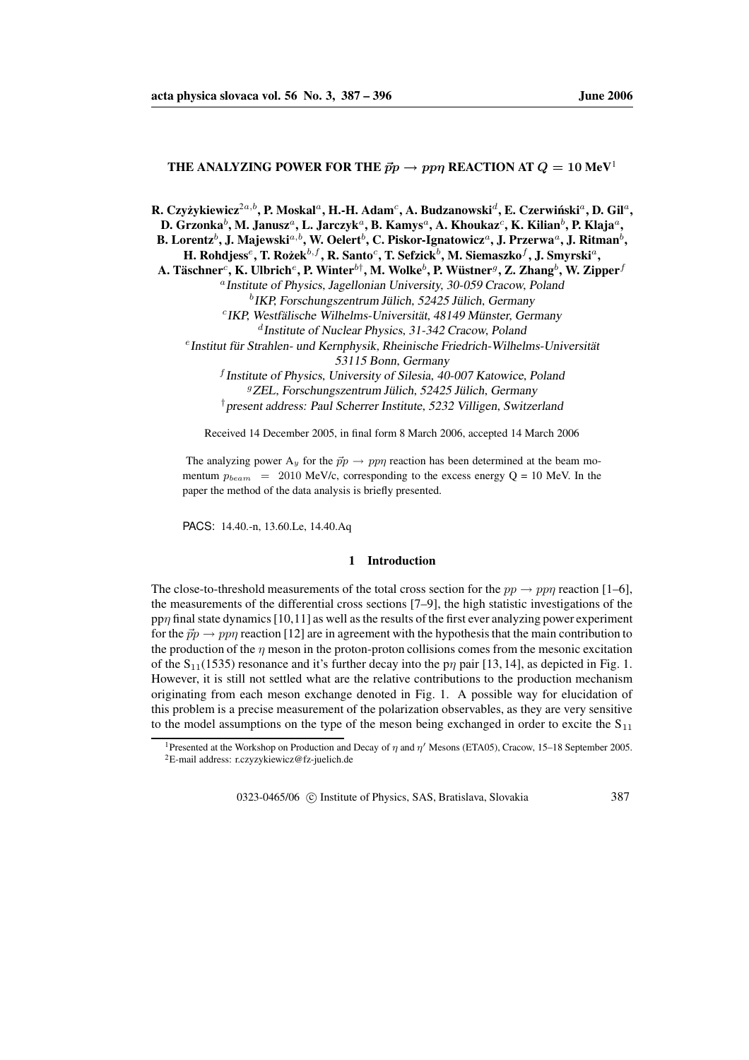# THE ANALYZING POWER FOR THE $\vec{p}p \to pp\eta$ REACTION AT $Q = 10$ MeV[1]

**R. Czyżykiewicz[2a,b], P. Moskal[a], H.-H. Adam[c], A. Budzanowski[d], E. Czerwiński[a], D. Gil[a], D. Grzonka[b], M. Janusz[a], L. Jarczyk[a], B. Kamys[a], A. Khoukaz[c], K. Kilian[b], P. Klaja[a], B. Lorentz[b], J. Majewski[a,b], W. Oelert[b], C. Piskor-Ignatowicz[a], J. Przerwa[a], J. Ritman[b], H. Rohdjess[e], T. Rożek[b,f], R. Santo[c], T. Sefzick[b], M. Siemaszko[f], J. Smyrski[a], A. Täschner[c], K. Ulbrich[e], P. Winter[b†], M. Wolke[b], P. Wüstner[g], Z. Zhang[b], W. Zipper[f]**

[a] *Institute of Physics, Jagellonian University, 30-059 Cracow, Poland*
[b] *IKP, Forschungszentrum Jülich, 52425 Jülich, Germany*
[c] *IKP, Westfälische Wilhelms-Universität, 48149 Münster, Germany*
[d] *Institute of Nuclear Physics, 31-342 Cracow, Poland*
[e] *Institut für Strahlen- und Kernphysik, Rheinische Friedrich-Wilhelms-Universität 53115 Bonn, Germany*
[f] *Institute of Physics, University of Silesia, 40-007 Katowice, Poland*
[g] *ZEL, Forschungszentrum Jülich, 52425 Jülich, Germany*
[†] *present address: Paul Scherrer Institute, 5232 Villigen, Switzerland*

Received 14 December 2005, in final form 8 March 2006, accepted 14 March 2006

The analyzing power $A_y$ for the $\vec{p}p \to pp\eta$ reaction has been determined at the beam momentum $p_{beam}$ = 2010 MeV/c, corresponding to the excess energy Q = 10 MeV. In the paper the method of the data analysis is briefly presented.

PACS: 14.40.-n, 13.60.Le, 14.40.Aq

## 1 Introduction

The close-to-threshold measurements of the total cross section for the $pp \to pp\eta$ reaction [1–6], the measurements of the differential cross sections [7–9], the high statistic investigations of the $pp\eta$ final state dynamics [10,11] as well as the results of the first ever analyzing power experiment for the $\vec{p}p \to pp\eta$ reaction [12] are in agreement with the hypothesis that the main contribution to the production of the $\eta$ meson in the proton-proton collisions comes from the mesonic excitation of the $S_{11}(1535)$ resonance and it's further decay into the $p\eta$ pair [13, 14], as depicted in Fig. 1. However, it is still not settled what are the relative contributions to the production mechanism originating from each meson exchange denoted in Fig. 1. A possible way for elucidation of this problem is a precise measurement of the polarization observables, as they are very sensitive to the model assumptions on the type of the meson being exchanged in order to excite the $S_{11}$

[1] Presented at the Workshop on Production and Decay of $\eta$ and $\eta'$ Mesons (ETA05), Cracow, 15–18 September 2005.
[2] E-mail address: r.czyzykiewicz@fz-juelich.de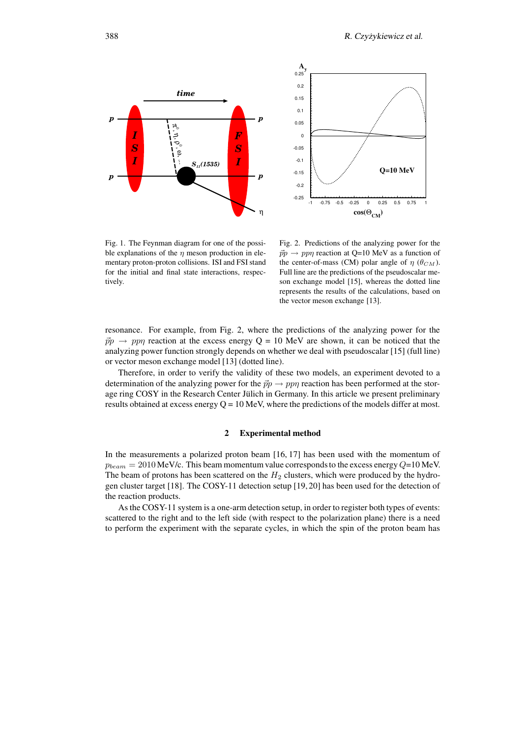Fig. 1. The Feynman diagram for one of the possible explanations of the $\eta$ meson production in elementary proton-proton collisions. ISI and FSI stand for the initial and final state interactions, respectively.

Fig. 2. Predictions of the analyzing power for the $\vec{p}p \rightarrow pp\eta$ reaction at Q=10 MeV as a function of the center-of-mass (CM) polar angle of $\eta$ ($\theta_{CM}$). Full line are the predictions of the pseudoscalar meson exchange model [15], whereas the dotted line represents the results of the calculations, based on the vector meson exchange [13].

resonance. For example, from Fig. 2, where the predictions of the analyzing power for the $\vec{p}p \rightarrow pp\eta$ reaction at the excess energy Q = 10 MeV are shown, it can be noticed that the analyzing power function strongly depends on whether we deal with pseudoscalar [15] (full line) or vector meson exchange model [13] (dotted line).

Therefore, in order to verify the validity of these two models, an experiment devoted to a determination of the analyzing power for the $\vec{p}p \rightarrow pp\eta$ reaction has been performed at the storage ring COSY in the Research Center Jülich in Germany. In this article we present preliminary results obtained at excess energy Q = 10 MeV, where the predictions of the models differ at most.

## 2 Experimental method

In the measurements a polarized proton beam [16, 17] has been used with the momentum of $p_{beam} = 2010$ MeV/c. This beam momentum value corresponds to the excess energy $Q$=10 MeV. The beam of protons has been scattered on the $H_2$ clusters, which were produced by the hydrogen cluster target [18]. The COSY-11 detection setup [19, 20] has been used for the detection of the reaction products.

As the COSY-11 system is a one-arm detection setup, in order to register both types of events: scattered to the right and to the left side (with respect to the polarization plane) there is a need to perform the experiment with the separate cycles, in which the spin of the proton beam has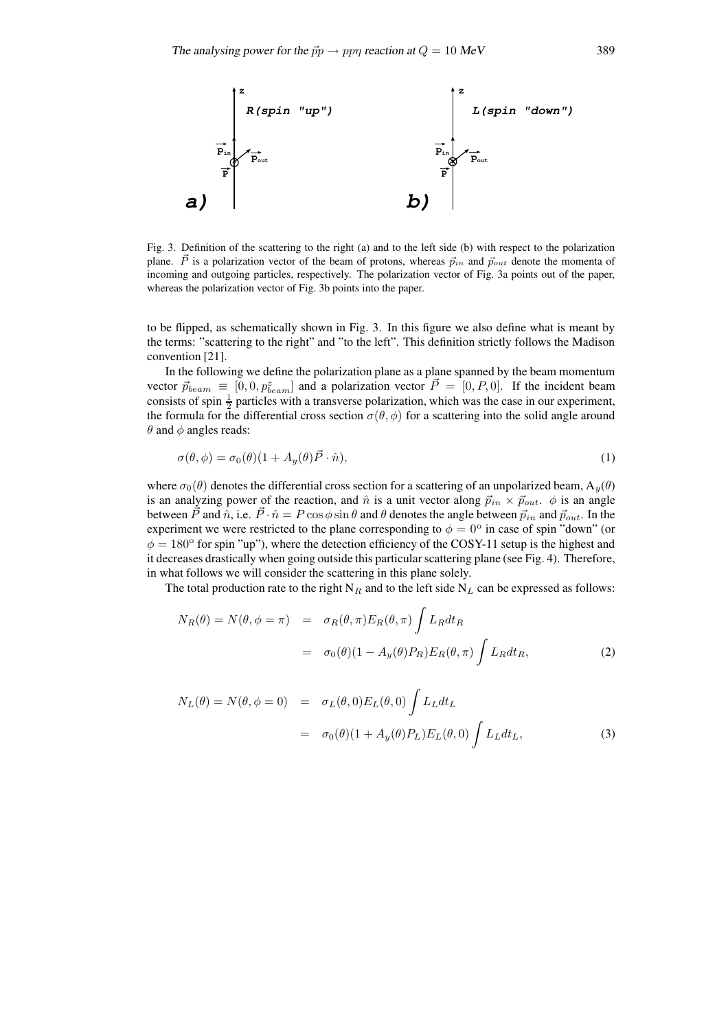Fig. 3. Definition of the scattering to the right (a) and to the left side (b) with respect to the polarization plane. $\vec{P}$ is a polarization vector of the beam of protons, whereas $\vec{p}_{in}$ and $\vec{p}_{out}$ denote the momenta of incoming and outgoing particles, respectively. The polarization vector of Fig. 3a points out of the paper, whereas the polarization vector of Fig. 3b points into the paper.

to be flipped, as schematically shown in Fig. 3. In this figure we also define what is meant by the terms: "scattering to the right" and "to the left". This definition strictly follows the Madison convention [21].

In the following we define the polarization plane as a plane spanned by the beam momentum vector $\vec{p}_{beam} \equiv [0, 0, p^z_{beam}]$ and a polarization vector $\vec{P} = [0, P, 0]$. If the incident beam consists of spin $\frac{1}{2}$ particles with a transverse polarization, which was the case in our experiment, the formula for the differential cross section $\sigma(\theta, \phi)$ for a scattering into the solid angle around $\theta$ and $\phi$ angles reads:

$$\sigma(\theta, \phi) = \sigma_0(\theta)(1 + A_y(\theta)\vec{P} \cdot \hat{n}), \tag{1}$$

where $\sigma_0(\theta)$ denotes the differential cross section for a scattering of an unpolarized beam, $A_y(\theta)$ is an analyzing power of the reaction, and $\hat{n}$ is a unit vector along $\vec{p}_{in} \times \vec{p}_{out}$. $\phi$ is an angle between $\vec{P}$ and $\hat{n}$, i.e. $\vec{P} \cdot \hat{n} = P \cos\phi \sin\theta$ and $\theta$ denotes the angle between $\vec{p}_{in}$ and $\vec{p}_{out}$. In the experiment we were restricted to the plane corresponding to $\phi = 0^o$ in case of spin "down" (or $\phi = 180^o$ for spin "up"), where the detection efficiency of the COSY-11 setup is the highest and it decreases drastically when going outside this particular scattering plane (see Fig. 4). Therefore, in what follows we will consider the scattering in this plane solely.

The total production rate to the right $N_R$ and to the left side $N_L$ can be expressed as follows:

$$\begin{aligned} N_R(\theta) = N(\theta, \phi = \pi) &= \sigma_R(\theta, \pi) E_R(\theta, \pi) \int L_R dt_R \\ &= \sigma_0(\theta)(1 - A_y(\theta) P_R) E_R(\theta, \pi) \int L_R dt_R, \end{aligned} \tag{2}$$

$$\begin{aligned} N_L(\theta) = N(\theta, \phi = 0) &= \sigma_L(\theta, 0) E_L(\theta, 0) \int L_L dt_L \\ &= \sigma_0(\theta)(1 + A_y(\theta) P_L) E_L(\theta, 0) \int L_L dt_L, \end{aligned} \tag{3}$$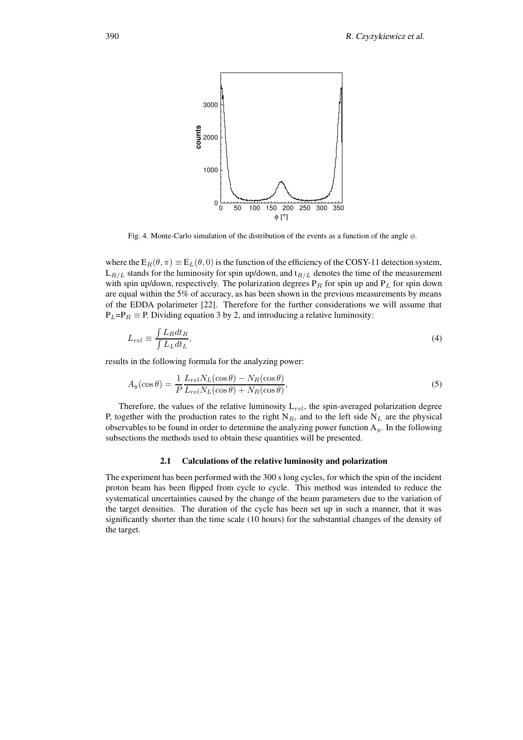Fig. 4. Monte-Carlo simulation of the distribution of the events as a function of the angle $\phi$.

where the $E_R(\theta, \pi) \equiv E_L(\theta, 0)$ is the function of the efficiency of the COSY-11 detection system, $L_{R/L}$ stands for the luminosity for spin up/down, and $t_{R/L}$ denotes the time of the measurement with spin up/down, respectively. The polarization degrees $P_R$ for spin up and $P_L$ for spin down are equal within the 5% of accuracy, as has been shown in the previous measurements by means of the EDDA polarimeter [22]. Therefore for the further considerations we will assume that $P_L$=$P_R \equiv$ P. Dividing equation 3 by 2, and introducing a relative luminosity:

$$L_{rel} \equiv \frac{\int L_R dt_R}{\int L_L dt_L}, \tag{4}$$

results in the following formula for the analyzing power:

$$A_y(\cos\theta) = \frac{1}{P} \frac{L_{rel} N_L(\cos\theta) - N_R(\cos\theta)}{L_{rel} N_L(\cos\theta) + N_R(\cos\theta)}, \tag{5}$$

Therefore, the values of the relative luminosity $L_{rel}$, the spin-averaged polarization degree P, together with the production rates to the right $N_R$, and to the left side $N_L$ are the physical observables to be found in order to determine the analyzing power function $A_y$. In the following subsections the methods used to obtain these quantities will be presented.

### 2.1 Calculations of the relative luminosity and polarization

The experiment has been performed with the 300 s long cycles, for which the spin of the incident proton beam has been flipped from cycle to cycle. This method was intended to reduce the systematical uncertainties caused by the change of the beam parameters due to the variation of the target densities. The duration of the cycle has been set up in such a manner, that it was significantly shorter than the time scale (10 hours) for the substantial changes of the density of the target.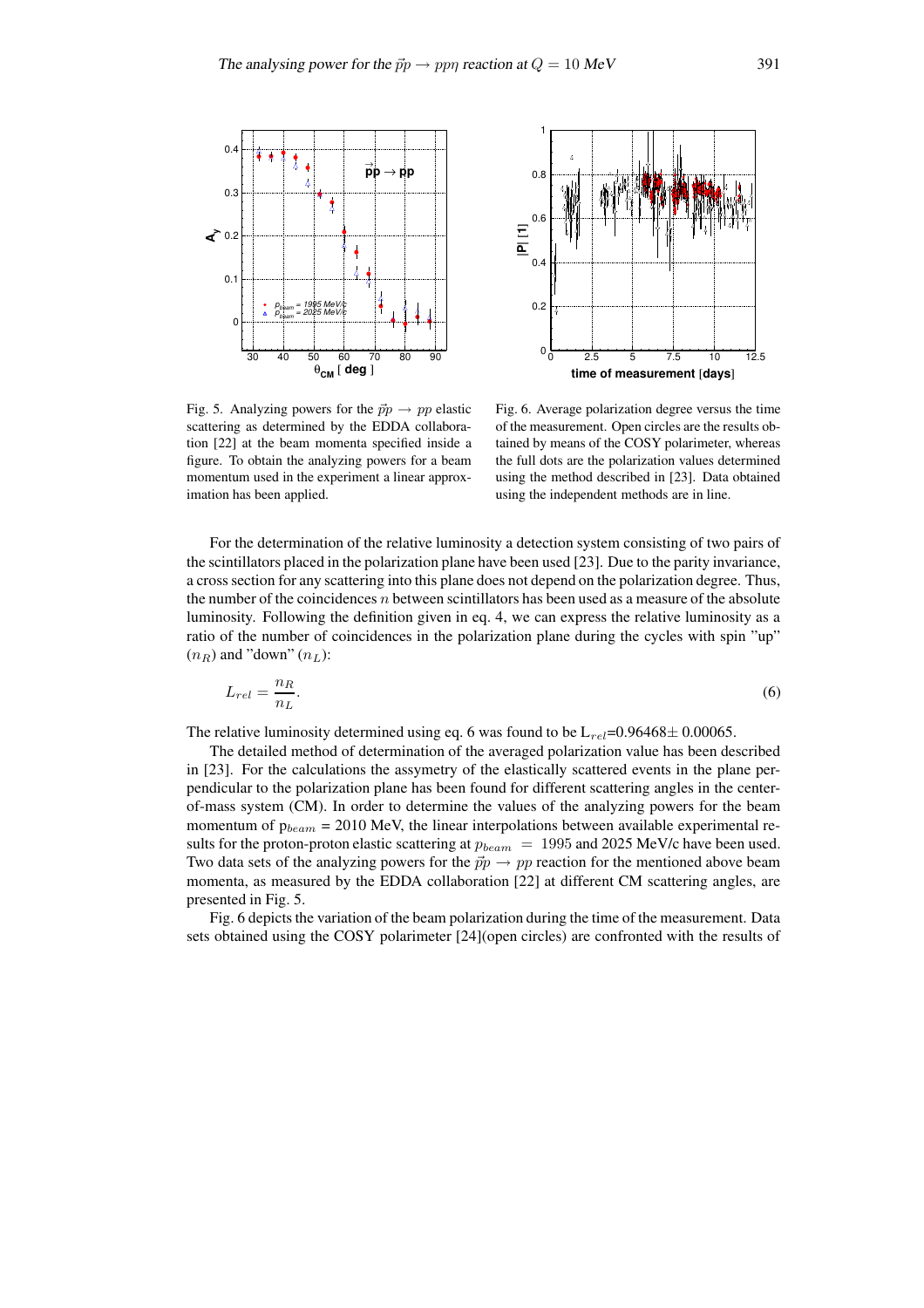Fig. 5. Analyzing powers for the $\vec{p}p \to pp$ elastic scattering as determined by the EDDA collaboration [22] at the beam momenta specified inside a figure. To obtain the analyzing powers for a beam momentum used in the experiment a linear approximation has been applied.

Fig. 6. Average polarization degree versus the time of the measurement. Open circles are the results obtained by means of the COSY polarimeter, whereas the full dots are the polarization values determined using the method described in [23]. Data obtained using the independent methods are in line.

For the determination of the relative luminosity a detection system consisting of two pairs of the scintillators placed in the polarization plane have been used [23]. Due to the parity invariance, a cross section for any scattering into this plane does not depend on the polarization degree. Thus, the number of the coincidences $n$ between scintillators has been used as a measure of the absolute luminosity. Following the definition given in eq. 4, we can express the relative luminosity as a ratio of the number of coincidences in the polarization plane during the cycles with spin "up" ($n_R$) and "down" ($n_L$):

$$L_{rel} = \frac{n_R}{n_L}. \tag{6}$$

The relative luminosity determined using eq. 6 was found to be $L_{rel}$=0.96468$\pm$ 0.00065.

The detailed method of determination of the averaged polarization value has been described in [23]. For the calculations the assymetry of the elastically scattered events in the plane perpendicular to the polarization plane has been found for different scattering angles in the center-of-mass system (CM). In order to determine the values of the analyzing powers for the beam momentum of $p_{beam}$ = 2010 MeV, the linear interpolations between available experimental results for the proton-proton elastic scattering at $p_{beam} = 1995$ and 2025 MeV/c have been used. Two data sets of the analyzing powers for the $\vec{p}p \to pp$ reaction for the mentioned above beam momenta, as measured by the EDDA collaboration [22] at different CM scattering angles, are presented in Fig. 5.

Fig. 6 depicts the variation of the beam polarization during the time of the measurement. Data sets obtained using the COSY polarimeter [24](open circles) are confronted with the results of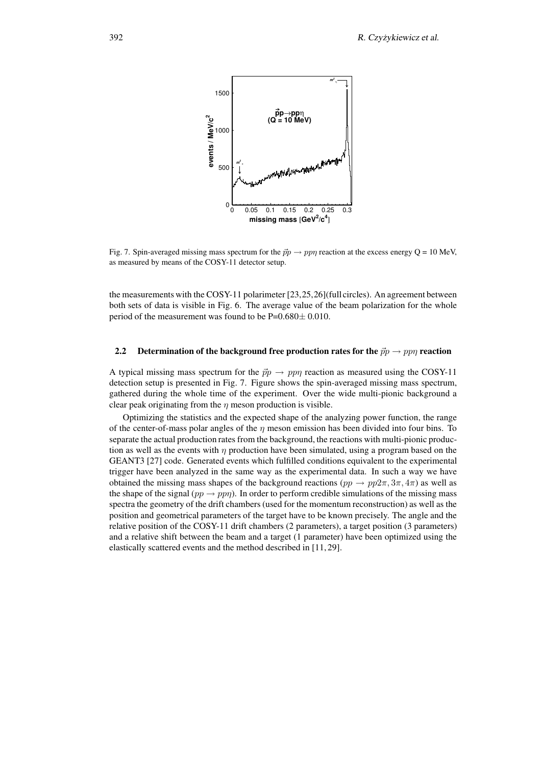Fig. 7. Spin-averaged missing mass spectrum for the $\vec{p}p \to pp\eta$ reaction at the excess energy Q = 10 MeV, as measured by means of the COSY-11 detector setup.

the measurements with the COSY-11 polarimeter [23,25,26](full circles). An agreement between both sets of data is visible in Fig. 6. The average value of the beam polarization for the whole period of the measurement was found to be P=0.680$\pm$ 0.010.

### 2.2 Determination of the background free production rates for the $\vec{p}p \to pp\eta$ reaction

A typical missing mass spectrum for the $\vec{p}p \to pp\eta$ reaction as measured using the COSY-11 detection setup is presented in Fig. 7. Figure shows the spin-averaged missing mass spectrum, gathered during the whole time of the experiment. Over the wide multi-pionic background a clear peak originating from the $\eta$ meson production is visible.

Optimizing the statistics and the expected shape of the analyzing power function, the range of the center-of-mass polar angles of the $\eta$ meson emission has been divided into four bins. To separate the actual production rates from the background, the reactions with multi-pionic production as well as the events with $\eta$ production have been simulated, using a program based on the GEANT3 [27] code. Generated events which fulfilled conditions equivalent to the experimental trigger have been analyzed in the same way as the experimental data. In such a way we have obtained the missing mass shapes of the background reactions ($pp \to pp2\pi, 3\pi, 4\pi$) as well as the shape of the signal ($pp \to pp\eta$). In order to perform credible simulations of the missing mass spectra the geometry of the drift chambers (used for the momentum reconstruction) as well as the position and geometrical parameters of the target have to be known precisely. The angle and the relative position of the COSY-11 drift chambers (2 parameters), a target position (3 parameters) and a relative shift between the beam and a target (1 parameter) have been optimized using the elastically scattered events and the method described in [11, 29].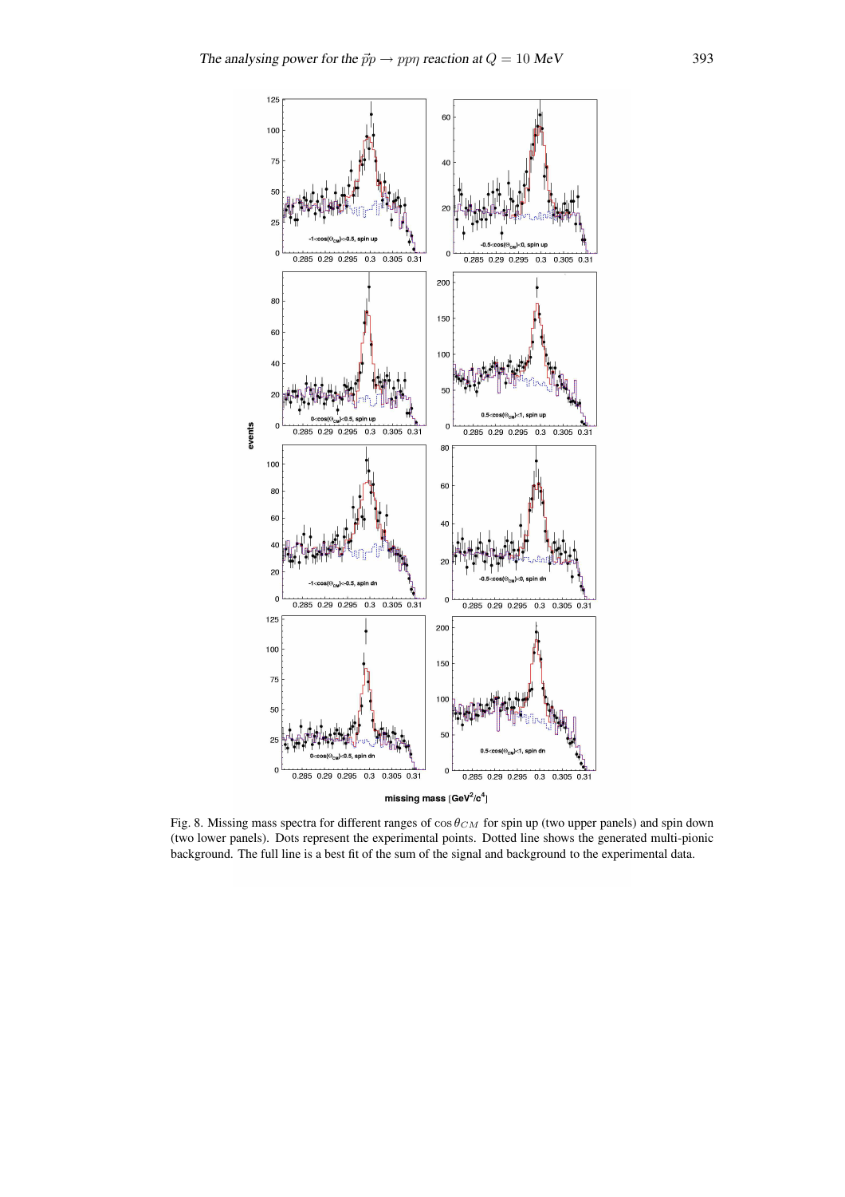Fig. 8. Missing mass spectra for different ranges of $\cos\theta_{CM}$ for spin up (two upper panels) and spin down (two lower panels). Dots represent the experimental points. Dotted line shows the generated multi-pionic background. The full line is a best fit of the sum of the signal and background to the experimental data.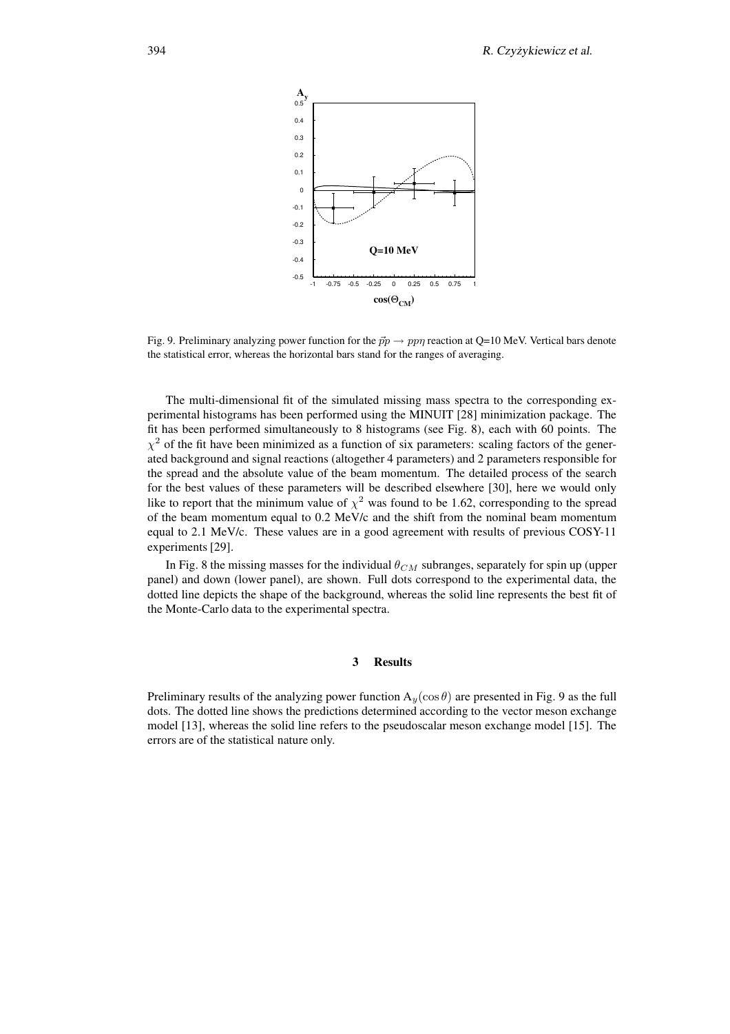Fig. 9. Preliminary analyzing power function for the $\vec{p}p \to pp\eta$ reaction at Q=10 MeV. Vertical bars denote the statistical error, whereas the horizontal bars stand for the ranges of averaging.

The multi-dimensional fit of the simulated missing mass spectra to the corresponding experimental histograms has been performed using the MINUIT [28] minimization package. The fit has been performed simultaneously to 8 histograms (see Fig. 8), each with 60 points. The $\chi^2$ of the fit have been minimized as a function of six parameters: scaling factors of the generated background and signal reactions (altogether 4 parameters) and 2 parameters responsible for the spread and the absolute value of the beam momentum. The detailed process of the search for the best values of these parameters will be described elsewhere [30], here we would only like to report that the minimum value of $\chi^2$ was found to be 1.62, corresponding to the spread of the beam momentum equal to 0.2 MeV/c and the shift from the nominal beam momentum equal to 2.1 MeV/c. These values are in a good agreement with results of previous COSY-11 experiments [29].

In Fig. 8 the missing masses for the individual $\theta_{CM}$ subranges, separately for spin up (upper panel) and down (lower panel), are shown. Full dots correspond to the experimental data, the dotted line depicts the shape of the background, whereas the solid line represents the best fit of the Monte-Carlo data to the experimental spectra.

## 3 Results

Preliminary results of the analyzing power function $\mathrm{A}_y(\cos\theta)$ are presented in Fig. 9 as the full dots. The dotted line shows the predictions determined according to the vector meson exchange model [13], whereas the solid line refers to the pseudoscalar meson exchange model [15]. The errors are of the statistical nature only.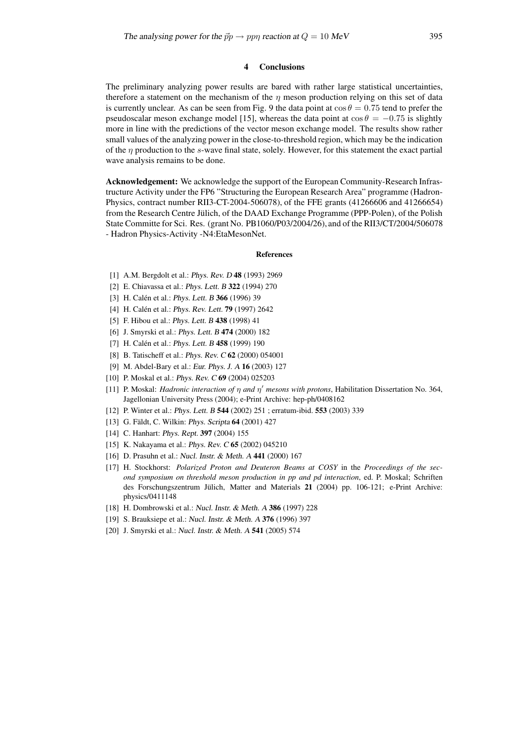## 4 Conclusions

The preliminary analyzing power results are bared with rather large statistical uncertainties, therefore a statement on the mechanism of the $\eta$ meson production relying on this set of data is currently unclear. As can be seen from Fig. 9 the data point at $\cos\theta = 0.75$ tend to prefer the pseudoscalar meson exchange model [15], whereas the data point at $\cos\theta = -0.75$ is slightly more in line with the predictions of the vector meson exchange model. The results show rather small values of the analyzing power in the close-to-threshold region, which may be the indication of the $\eta$ production to the $s$-wave final state, solely. However, for this statement the exact partial wave analysis remains to be done.

**Acknowledgement:** We acknowledge the support of the European Community-Research Infrastructure Activity under the FP6 "Structuring the European Research Area" programme (HadronPhysics, contract number RII3-CT-2004-506078), of the FFE grants (41266606 and 41266654) from the Research Centre Jülich, of the DAAD Exchange Programme (PPP-Polen), of the Polish State Committe for Sci. Res. (grant No. PB1060/P03/2004/26), and of the RII3/CT/2004/506078 - Hadron Physics-Activity -N4:EtaMesonNet.

### References

[1] A.M. Bergdolt et al.: *Phys. Rev. D* **48** (1993) 2969

[2] E. Chiavassa et al.: *Phys. Lett. B* **322** (1994) 270

[3] H. Calén et al.: *Phys. Lett. B* **366** (1996) 39

[4] H. Calén et al.: *Phys. Rev. Lett.* **79** (1997) 2642

[5] F. Hibou et al.: *Phys. Lett. B* **438** (1998) 41

[6] J. Smyrski et al.: *Phys. Lett. B* **474** (2000) 182

[7] H. Calén et al.: *Phys. Lett. B* **458** (1999) 190

[8] B. Tatischeff et al.: *Phys. Rev. C* **62** (2000) 054001

[9] M. Abdel-Bary et al.: *Eur. Phys. J. A* **16** (2003) 127

[10] P. Moskal et al.: *Phys. Rev. C* **69** (2004) 025203

[11] P. Moskal: *Hadronic interaction of $\eta$ and $\eta'$ mesons with protons*, Habilitation Dissertation No. 364, Jagellonian University Press (2004); e-Print Archive: hep-ph/0408162

[12] P. Winter et al.: *Phys. Lett. B* **544** (2002) 251 ; erratum-ibid. **553** (2003) 339

[13] G. Fäldt, C. Wilkin: *Phys. Scripta* **64** (2001) 427

[14] C. Hanhart: *Phys. Rept.* **397** (2004) 155

[15] K. Nakayama et al.: *Phys. Rev. C* **65** (2002) 045210

[16] D. Prasuhn et al.: *Nucl. Instr. & Meth. A* **441** (2000) 167

[17] H. Stockhorst: *Polarized Proton and Deuteron Beams at COSY* in the *Proceedings of the second symposium on threshold meson production in pp and pd interaction*, ed. P. Moskal; Schriften des Forschungszentrum Jülich, Matter and Materials **21** (2004) pp. 106-121; e-Print Archive: physics/0411148

[18] H. Dombrowski et al.: *Nucl. Instr. & Meth. A* **386** (1997) 228

[19] S. Brauksiepe et al.: *Nucl. Instr. & Meth. A* **376** (1996) 397

[20] J. Smyrski et al.: *Nucl. Instr. & Meth. A* **541** (2005) 574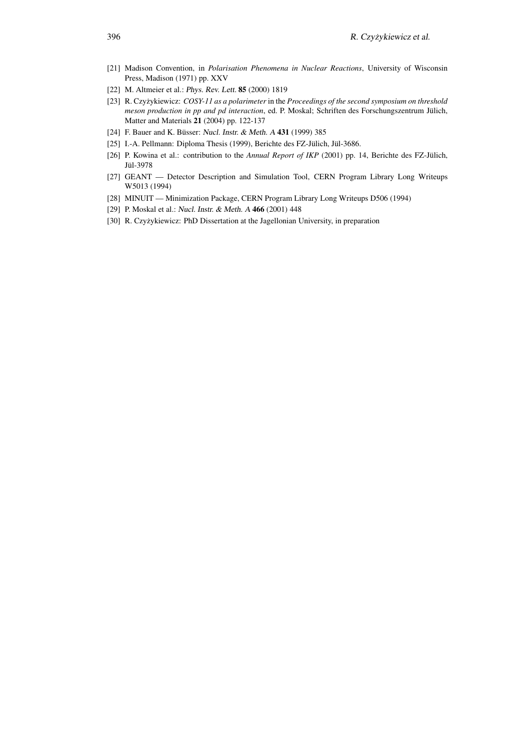[21] Madison Convention, in *Polarisation Phenomena in Nuclear Reactions*, University of Wisconsin Press, Madison (1971) pp. XXV

[22] M. Altmeier et al.: *Phys. Rev. Lett.* **85** (2000) 1819

[23] R. Czyżykiewicz: *COSY-11 as a polarimeter* in the *Proceedings of the second symposium on threshold meson production in pp and pd interaction*, ed. P. Moskal; Schriften des Forschungszentrum Jülich, Matter and Materials **21** (2004) pp. 122-137

[24] F. Bauer and K. Büsser: *Nucl. Instr. & Meth. A* **431** (1999) 385

[25] I.-A. Pellmann: Diploma Thesis (1999), Berichte des FZ-Jülich, Jül-3686.

[26] P. Kowina et al.: contribution to the *Annual Report of IKP* (2001) pp. 14, Berichte des FZ-Jülich, Jül-3978

[27] GEANT — Detector Description and Simulation Tool, CERN Program Library Long Writeups W5013 (1994)

[28] MINUIT — Minimization Package, CERN Program Library Long Writeups D506 (1994)

[29] P. Moskal et al.: *Nucl. Instr. & Meth. A* **466** (2001) 448

[30] R. Czyżykiewicz: PhD Dissertation at the Jagellonian University, in preparation